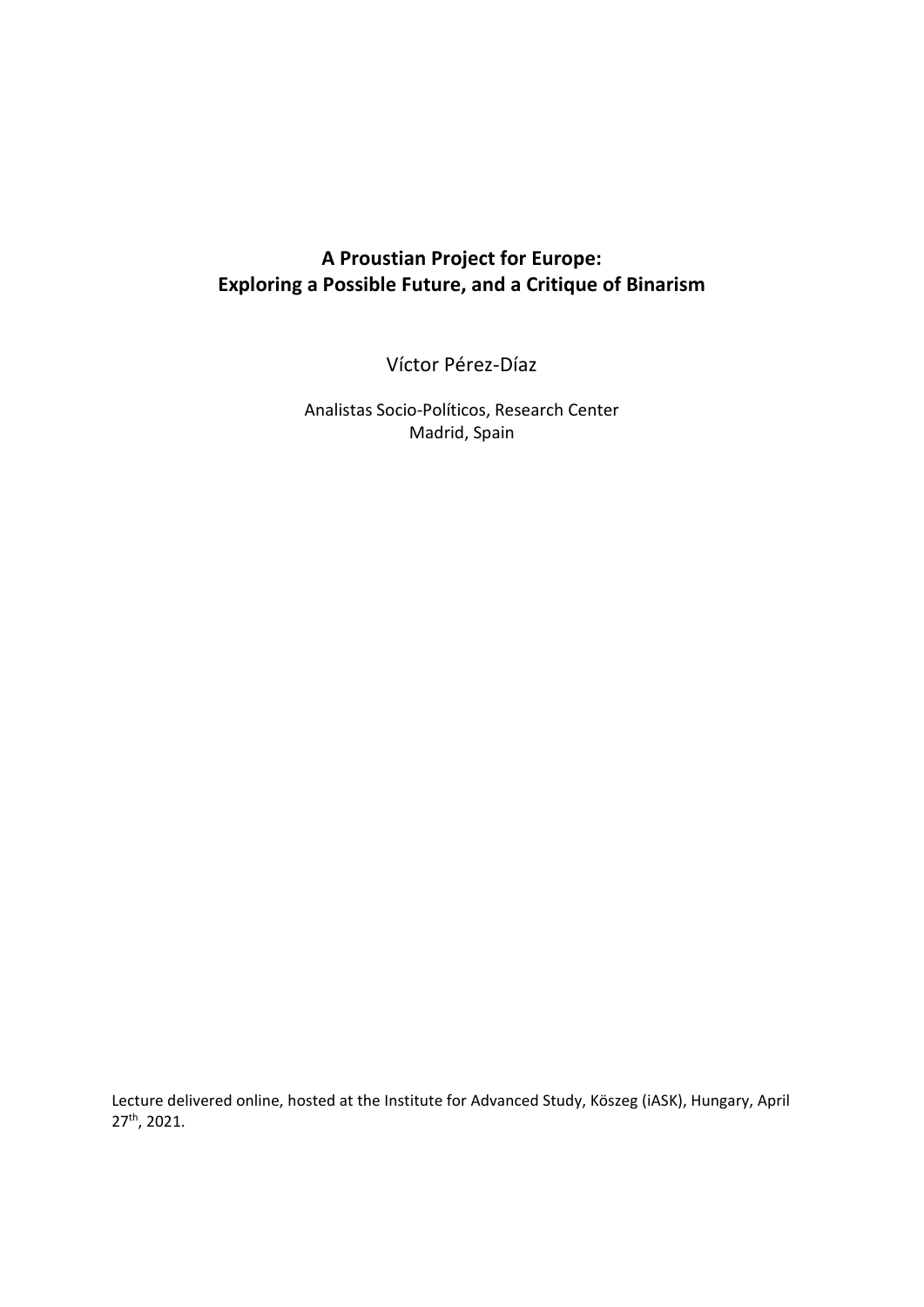# A Proustian Project for Europe: Exploring a Possible Future, and a Critique of Binarism

Víctor Pérez-Díaz

Analistas Socio-Políticos, Research Center
Madrid, Spain

Lecture delivered online, hosted at the Institute for Advanced Study, Köszeg (iASK), Hungary, April 27th, 2021.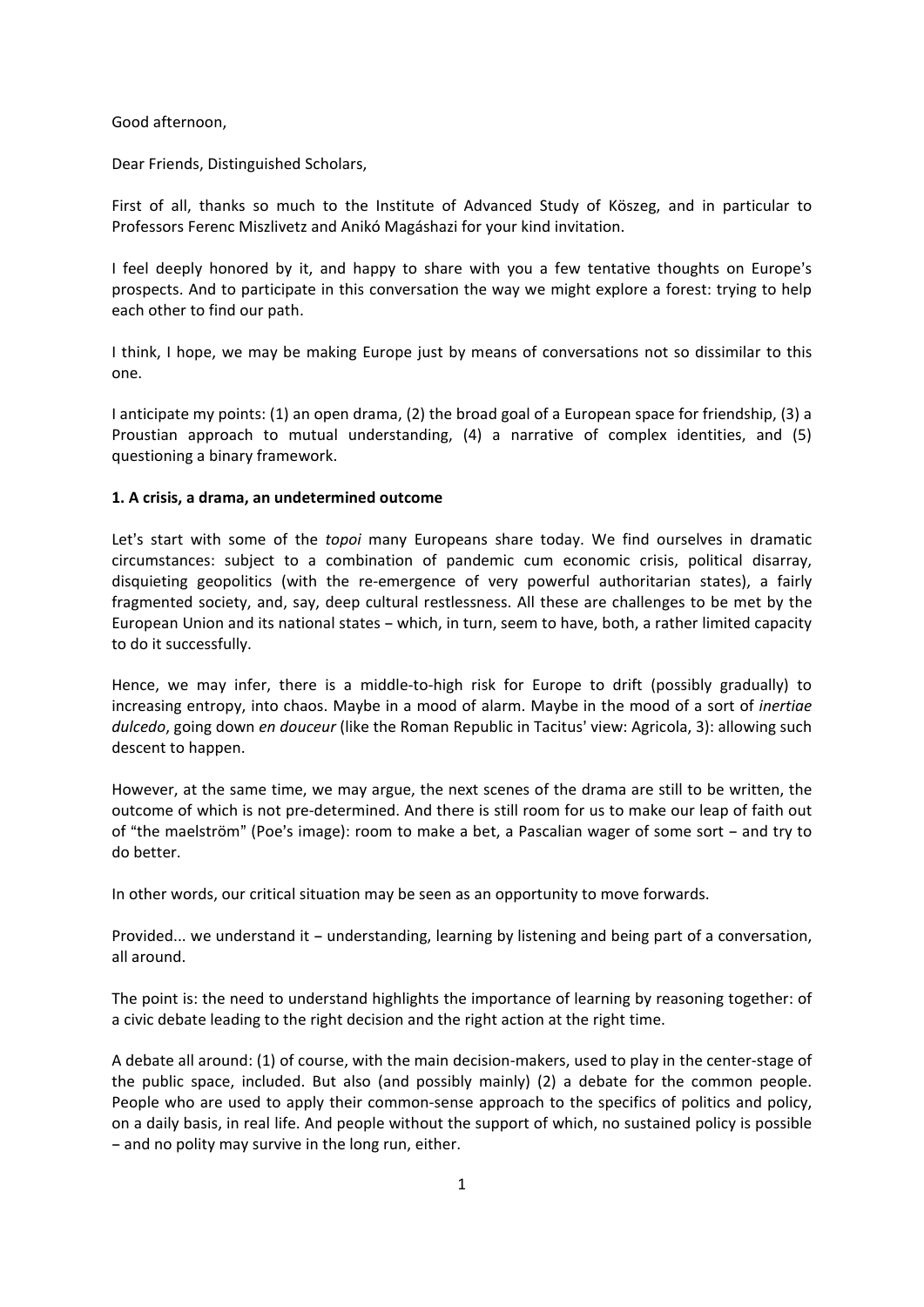Good afternoon,

Dear Friends, Distinguished Scholars,

First of all, thanks so much to the Institute of Advanced Study of Kőszeg, and in particular to Professors Ferenc Miszlivetz and Anikó Magáshazi for your kind invitation.

I feel deeply honored by it, and happy to share with you a few tentative thoughts on Europe's prospects. And to participate in this conversation the way we might explore a forest: trying to help each other to find our path.

I think, I hope, we may be making Europe just by means of conversations not so dissimilar to this one.

I anticipate my points: (1) an open drama, (2) the broad goal of a European space for friendship, (3) a Proustian approach to mutual understanding, (4) a narrative of complex identities, and (5) questioning a binary framework.

**1. A crisis, a drama, an undetermined outcome**

Let's start with some of the *topoi* many Europeans share today. We find ourselves in dramatic circumstances: subject to a combination of pandemic cum economic crisis, political disarray, disquieting geopolitics (with the re-emergence of very powerful authoritarian states), a fairly fragmented society, and, say, deep cultural restlessness. All these are challenges to be met by the European Union and its national states – which, in turn, seem to have, both, a rather limited capacity to do it successfully.

Hence, we may infer, there is a middle-to-high risk for Europe to drift (possibly gradually) to increasing entropy, into chaos. Maybe in a mood of alarm. Maybe in the mood of a sort of *inertiae dulcedo*, going down *en douceur* (like the Roman Republic in Tacitus' view: Agricola, 3): allowing such descent to happen.

However, at the same time, we may argue, the next scenes of the drama are still to be written, the outcome of which is not pre-determined. And there is still room for us to make our leap of faith out of "the maelström" (Poe's image): room to make a bet, a Pascalian wager of some sort – and try to do better.

In other words, our critical situation may be seen as an opportunity to move forwards.

Provided... we understand it – understanding, learning by listening and being part of a conversation, all around.

The point is: the need to understand highlights the importance of learning by reasoning together: of a civic debate leading to the right decision and the right action at the right time.

A debate all around: (1) of course, with the main decision-makers, used to play in the center-stage of the public space, included. But also (and possibly mainly) (2) a debate for the common people. People who are used to apply their common-sense approach to the specifics of politics and policy, on a daily basis, in real life. And people without the support of which, no sustained policy is possible – and no polity may survive in the long run, either.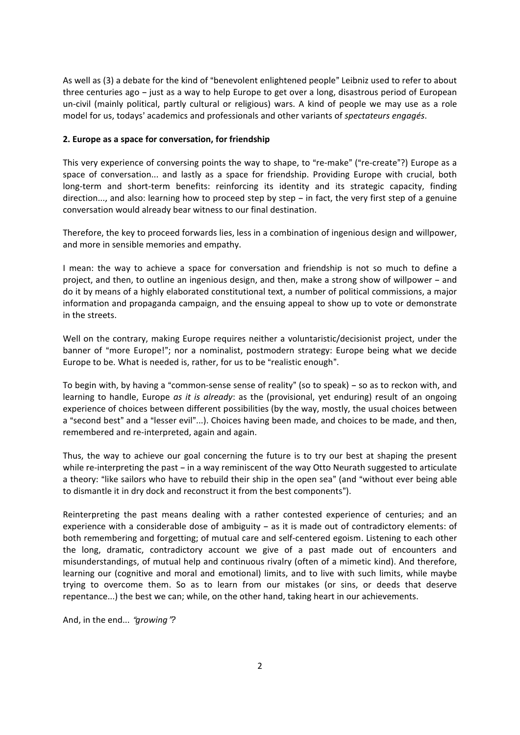As well as (3) a debate for the kind of "benevolent enlightened people" Leibniz used to refer to about three centuries ago – just as a way to help Europe to get over a long, disastrous period of European un-civil (mainly political, partly cultural or religious) wars. A kind of people we may use as a role model for us, todays' academics and professionals and other variants of *spectateurs engagés*.

## 2. Europe as a space for conversation, for friendship

This very experience of conversing points the way to shape, to "re-make" ("re-create"?) Europe as a space of conversation... and lastly as a space for friendship. Providing Europe with crucial, both long-term and short-term benefits: reinforcing its identity and its strategic capacity, finding direction..., and also: learning how to proceed step by step – in fact, the very first step of a genuine conversation would already bear witness to our final destination.

Therefore, the key to proceed forwards lies, less in a combination of ingenious design and willpower, and more in sensible memories and empathy.

I mean: the way to achieve a space for conversation and friendship is not so much to define a project, and then, to outline an ingenious design, and then, make a strong show of willpower – and do it by means of a highly elaborated constitutional text, a number of political commissions, a major information and propaganda campaign, and the ensuing appeal to show up to vote or demonstrate in the streets.

Well on the contrary, making Europe requires neither a voluntaristic/decisionist project, under the banner of "more Europe!"; nor a nominalist, postmodern strategy: Europe being what we decide Europe to be. What is needed is, rather, for us to be "realistic enough".

To begin with, by having a "common-sense sense of reality" (so to speak) – so as to reckon with, and learning to handle, Europe *as it is already*: as the (provisional, yet enduring) result of an ongoing experience of choices between different possibilities (by the way, mostly, the usual choices between a "second best" and a "lesser evil"...). Choices having been made, and choices to be made, and then, remembered and re-interpreted, again and again.

Thus, the way to achieve our goal concerning the future is to try our best at shaping the present while re-interpreting the past – in a way reminiscent of the way Otto Neurath suggested to articulate a theory: "like sailors who have to rebuild their ship in the open sea" (and "without ever being able to dismantle it in dry dock and reconstruct it from the best components").

Reinterpreting the past means dealing with a rather contested experience of centuries; and an experience with a considerable dose of ambiguity – as it is made out of contradictory elements: of both remembering and forgetting; of mutual care and self-centered egoism. Listening to each other the long, dramatic, contradictory account we give of a past made out of encounters and misunderstandings, of mutual help and continuous rivalry (often of a mimetic kind). And therefore, learning our (cognitive and moral and emotional) limits, and to live with such limits, while maybe trying to overcome them. So as to learn from our mistakes (or sins, or deeds that deserve repentance...) the best we can; while, on the other hand, taking heart in our achievements.

And, in the end... *"growing"*?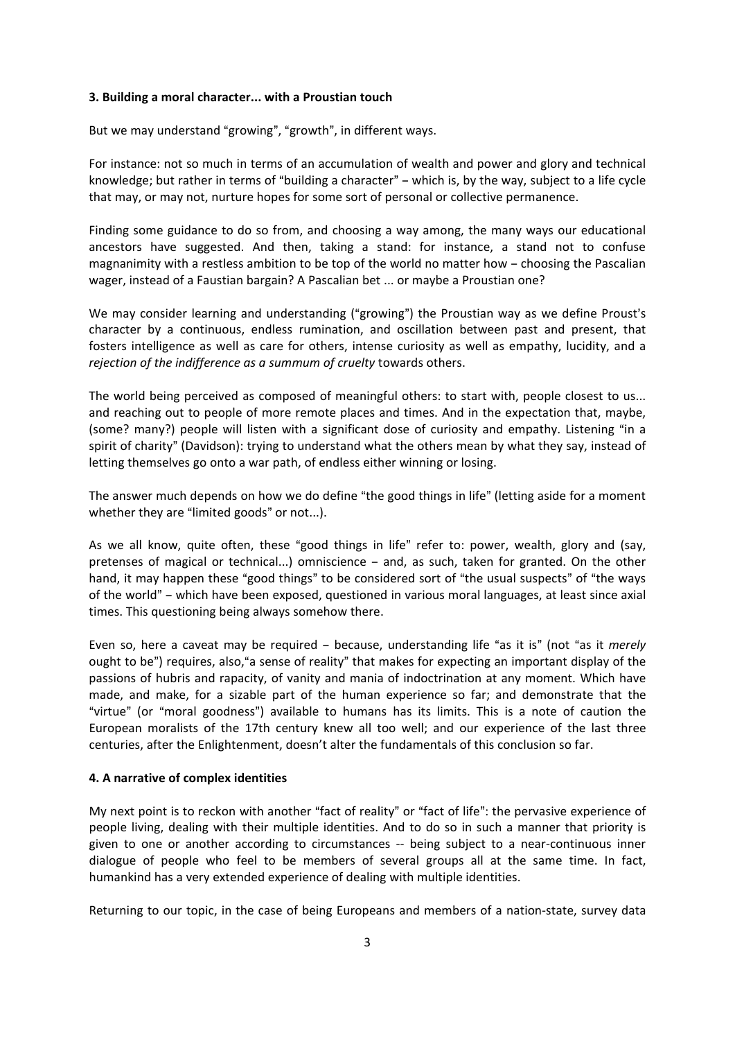## 3. Building a moral character... with a Proustian touch

But we may understand "growing", "growth", in different ways.

For instance: not so much in terms of an accumulation of wealth and power and glory and technical knowledge; but rather in terms of "building a character" – which is, by the way, subject to a life cycle that may, or may not, nurture hopes for some sort of personal or collective permanence.

Finding some guidance to do so from, and choosing a way among, the many ways our educational ancestors have suggested. And then, taking a stand: for instance, a stand not to confuse magnanimity with a restless ambition to be top of the world no matter how – choosing the Pascalian wager, instead of a Faustian bargain? A Pascalian bet ... or maybe a Proustian one?

We may consider learning and understanding ("growing") the Proustian way as we define Proust's character by a continuous, endless rumination, and oscillation between past and present, that fosters intelligence as well as care for others, intense curiosity as well as empathy, lucidity, and a *rejection of the indifference as a summum of cruelty* towards others.

The world being perceived as composed of meaningful others: to start with, people closest to us... and reaching out to people of more remote places and times. And in the expectation that, maybe, (some? many?) people will listen with a significant dose of curiosity and empathy. Listening "in a spirit of charity" (Davidson): trying to understand what the others mean by what they say, instead of letting themselves go onto a war path, of endless either winning or losing.

The answer much depends on how we do define "the good things in life" (letting aside for a moment whether they are "limited goods" or not...).

As we all know, quite often, these "good things in life" refer to: power, wealth, glory and (say, pretenses of magical or technical...) omniscience – and, as such, taken for granted. On the other hand, it may happen these "good things" to be considered sort of "the usual suspects" of "the ways of the world" – which have been exposed, questioned in various moral languages, at least since axial times. This questioning being always somehow there.

Even so, here a caveat may be required – because, understanding life "as it is" (not "as it *merely* ought to be") requires, also,"a sense of reality" that makes for expecting an important display of the passions of hubris and rapacity, of vanity and mania of indoctrination at any moment. Which have made, and make, for a sizable part of the human experience so far; and demonstrate that the "virtue" (or "moral goodness") available to humans has its limits. This is a note of caution the European moralists of the 17th century knew all too well; and our experience of the last three centuries, after the Enlightenment, doesn't alter the fundamentals of this conclusion so far.

## 4. A narrative of complex identities

My next point is to reckon with another "fact of reality" or "fact of life": the pervasive experience of people living, dealing with their multiple identities. And to do so in such a manner that priority is given to one or another according to circumstances -- being subject to a near-continuous inner dialogue of people who feel to be members of several groups all at the same time. In fact, humankind has a very extended experience of dealing with multiple identities.

Returning to our topic, in the case of being Europeans and members of a nation-state, survey data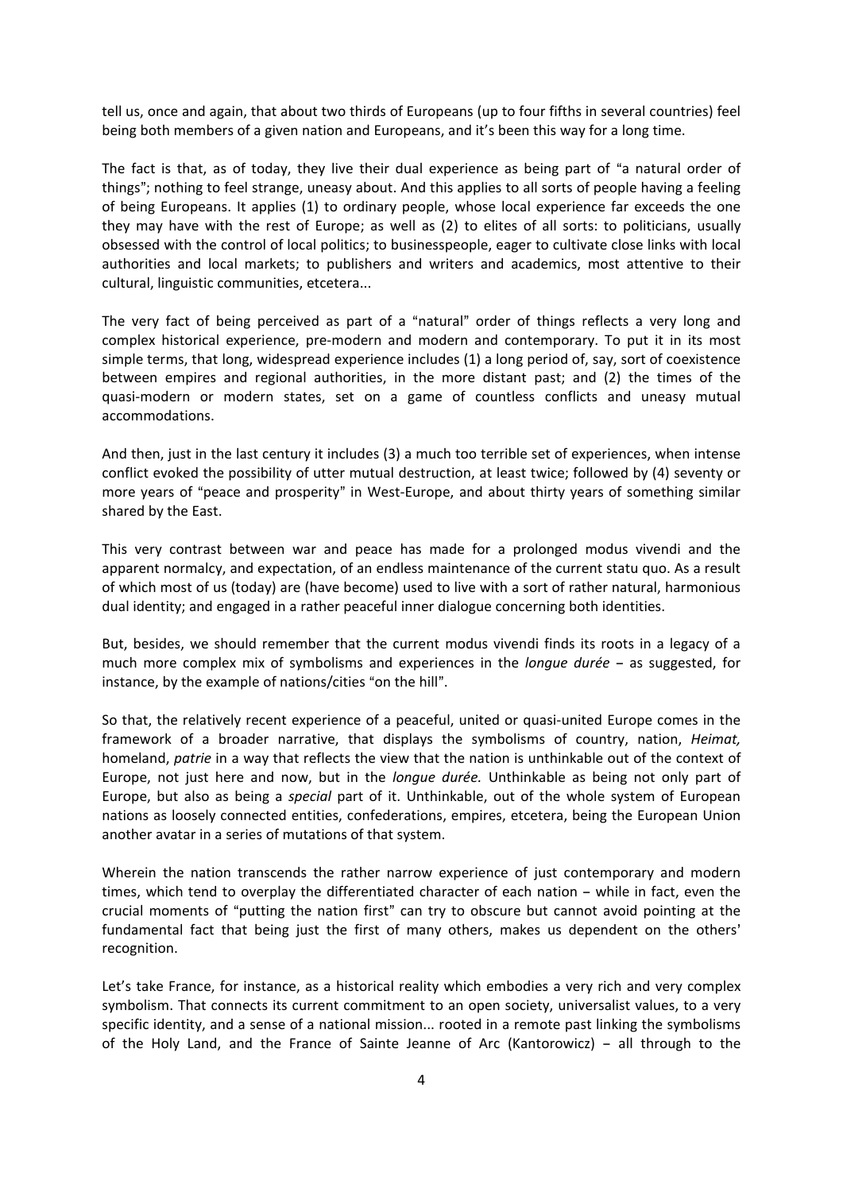tell us, once and again, that about two thirds of Europeans (up to four fifths in several countries) feel being both members of a given nation and Europeans, and it's been this way for a long time.

The fact is that, as of today, they live their dual experience as being part of "a natural order of things"; nothing to feel strange, uneasy about. And this applies to all sorts of people having a feeling of being Europeans. It applies (1) to ordinary people, whose local experience far exceeds the one they may have with the rest of Europe; as well as (2) to elites of all sorts: to politicians, usually obsessed with the control of local politics; to businesspeople, eager to cultivate close links with local authorities and local markets; to publishers and writers and academics, most attentive to their cultural, linguistic communities, etcetera...

The very fact of being perceived as part of a "natural" order of things reflects a very long and complex historical experience, pre-modern and modern and contemporary. To put it in its most simple terms, that long, widespread experience includes (1) a long period of, say, sort of coexistence between empires and regional authorities, in the more distant past; and (2) the times of the quasi-modern or modern states, set on a game of countless conflicts and uneasy mutual accommodations.

And then, just in the last century it includes (3) a much too terrible set of experiences, when intense conflict evoked the possibility of utter mutual destruction, at least twice; followed by (4) seventy or more years of "peace and prosperity" in West-Europe, and about thirty years of something similar shared by the East.

This very contrast between war and peace has made for a prolonged modus vivendi and the apparent normalcy, and expectation, of an endless maintenance of the current statu quo. As a result of which most of us (today) are (have become) used to live with a sort of rather natural, harmonious dual identity; and engaged in a rather peaceful inner dialogue concerning both identities.

But, besides, we should remember that the current modus vivendi finds its roots in a legacy of a much more complex mix of symbolisms and experiences in the *longue durée* – as suggested, for instance, by the example of nations/cities "on the hill".

So that, the relatively recent experience of a peaceful, united or quasi-united Europe comes in the framework of a broader narrative, that displays the symbolisms of country, nation, *Heimat,* homeland, *patrie* in a way that reflects the view that the nation is unthinkable out of the context of Europe, not just here and now, but in the *longue durée.* Unthinkable as being not only part of Europe, but also as being a *special* part of it. Unthinkable, out of the whole system of European nations as loosely connected entities, confederations, empires, etcetera, being the European Union another avatar in a series of mutations of that system.

Wherein the nation transcends the rather narrow experience of just contemporary and modern times, which tend to overplay the differentiated character of each nation – while in fact, even the crucial moments of "putting the nation first" can try to obscure but cannot avoid pointing at the fundamental fact that being just the first of many others, makes us dependent on the others' recognition.

Let's take France, for instance, as a historical reality which embodies a very rich and very complex symbolism. That connects its current commitment to an open society, universalist values, to a very specific identity, and a sense of a national mission... rooted in a remote past linking the symbolisms of the Holy Land, and the France of Sainte Jeanne of Arc (Kantorowicz) – all through to the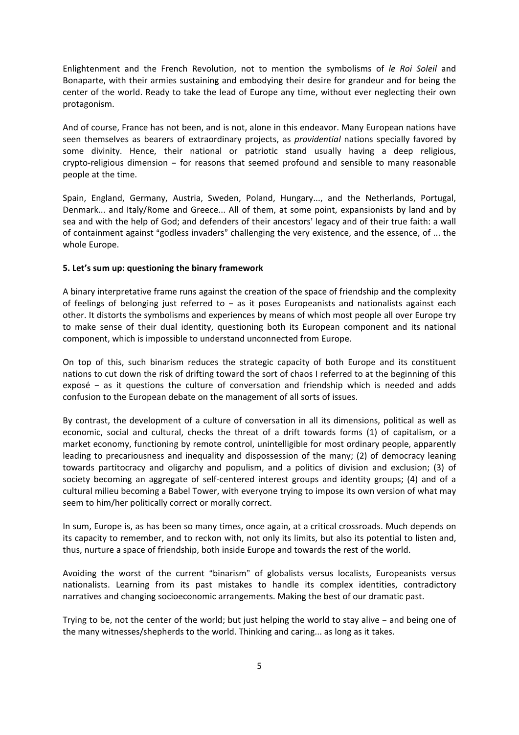Enlightenment and the French Revolution, not to mention the symbolisms of *le Roi Soleil* and Bonaparte, with their armies sustaining and embodying their desire for grandeur and for being the center of the world. Ready to take the lead of Europe any time, without ever neglecting their own protagonism.

And of course, France has not been, and is not, alone in this endeavor. Many European nations have seen themselves as bearers of extraordinary projects, as *providential* nations specially favored by some divinity. Hence, their national or patriotic stand usually having a deep religious, crypto-religious dimension – for reasons that seemed profound and sensible to many reasonable people at the time.

Spain, England, Germany, Austria, Sweden, Poland, Hungary..., and the Netherlands, Portugal, Denmark... and Italy/Rome and Greece... All of them, at some point, expansionists by land and by sea and with the help of God; and defenders of their ancestors' legacy and of their true faith: a wall of containment against "godless invaders" challenging the very existence, and the essence, of ... the whole Europe.

**5. Let's sum up: questioning the binary framework**

A binary interpretative frame runs against the creation of the space of friendship and the complexity of feelings of belonging just referred to – as it poses Europeanists and nationalists against each other. It distorts the symbolisms and experiences by means of which most people all over Europe try to make sense of their dual identity, questioning both its European component and its national component, which is impossible to understand unconnected from Europe.

On top of this, such binarism reduces the strategic capacity of both Europe and its constituent nations to cut down the risk of drifting toward the sort of chaos I referred to at the beginning of this exposé – as it questions the culture of conversation and friendship which is needed and adds confusion to the European debate on the management of all sorts of issues.

By contrast, the development of a culture of conversation in all its dimensions, political as well as economic, social and cultural, checks the threat of a drift towards forms (1) of capitalism, or a market economy, functioning by remote control, unintelligible for most ordinary people, apparently leading to precariousness and inequality and dispossession of the many; (2) of democracy leaning towards partitocracy and oligarchy and populism, and a politics of division and exclusion; (3) of society becoming an aggregate of self-centered interest groups and identity groups; (4) and of a cultural milieu becoming a Babel Tower, with everyone trying to impose its own version of what may seem to him/her politically correct or morally correct.

In sum, Europe is, as has been so many times, once again, at a critical crossroads. Much depends on its capacity to remember, and to reckon with, not only its limits, but also its potential to listen and, thus, nurture a space of friendship, both inside Europe and towards the rest of the world.

Avoiding the worst of the current "binarism" of globalists versus localists, Europeanists versus nationalists. Learning from its past mistakes to handle its complex identities, contradictory narratives and changing socioeconomic arrangements. Making the best of our dramatic past.

Trying to be, not the center of the world; but just helping the world to stay alive – and being one of the many witnesses/shepherds to the world. Thinking and caring... as long as it takes.